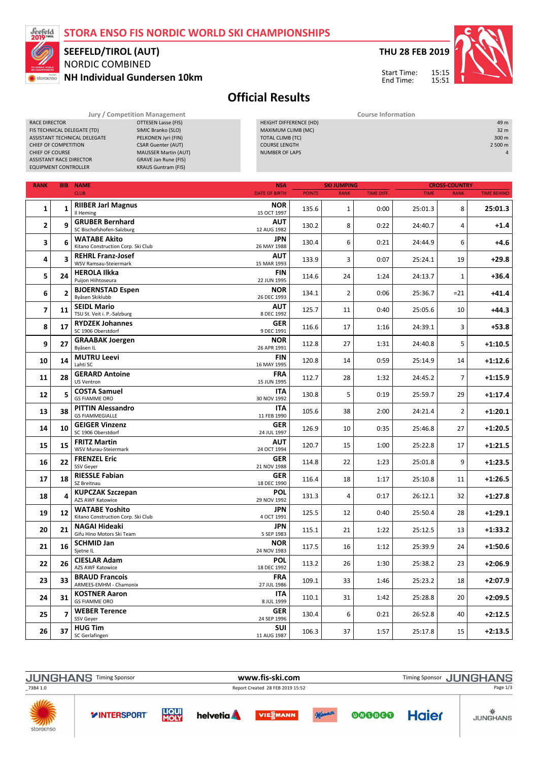# STORA ENSO FIS NORDIC WORLD SKI CHAMPIONSHIPS

## SEEFELD/TIROL (AUT)

NORDIC COMBINED

**NH Individual Gundersen 10km**

**THU 28 FEB 2019**

Start Time: 15:15
End Time: 15:51

# Official Results

| Jury / Competition Management | |
|---|---|
| RACE DIRECTOR | OTTESEN Lasse (FIS) |
| FIS TECHNICAL DELEGATE (TD) | SIMIC Branko (SLO) |
| ASSISTANT TECHNICAL DELEGATE | PELKONEN Jyri (FIN) |
| CHIEF OF COMPETITION | CSAR Guenter (AUT) |
| CHIEF OF COURSE | MAUSSER Martin (AUT) |
| ASSISTANT RACE DIRECTOR | GRAVE Jan Rune (FIS) |
| EQUIPMENT CONTROLLER | KRAUS Guntram (FIS) |

| Course Information | |
|---|---|
| HEIGHT DIFFERENCE (HD) | 49 m |
| MAXIMUM CLIMB (MC) | 32 m |
| TOTAL CLIMB (TC) | 300 m |
| COURSE LENGTH | 2 500 m |
| NUMBER OF LAPS | 4 |

| RANK | BIB | NAME / CLUB | NSA / DATE OF BIRTH | SKI JUMPING POINTS | SKI JUMPING RANK | SKI JUMPING TIME DIFF. | CROSS-COUNTRY TIME | CROSS-COUNTRY RANK | TIME BEHIND |
|---|---|---|---|---|---|---|---|---|---|
| 1 | 1 | **RIIBER Jarl Magnus** Il Heming | NOR 15 OCT 1997 | 135.6 | 1 | 0:00 | 25:01.3 | 8 | 25:01.3 |
| 2 | 9 | **GRUBER Bernhard** SC Bischofshofen-Salzburg | AUT 12 AUG 1982 | 130.2 | 8 | 0:22 | 24:40.7 | 4 | +1.4 |
| 3 | 6 | **WATABE Akito** Kitano Construction Corp. Ski Club | JPN 26 MAY 1988 | 130.4 | 6 | 0:21 | 24:44.9 | 6 | +4.6 |
| 4 | 3 | **REHRL Franz-Josef** WSV Ramsau-Steiermark | AUT 15 MAR 1993 | 133.9 | 3 | 0:07 | 25:24.1 | 19 | +29.8 |
| 5 | 24 | **HEROLA Ilkka** Puijon Hiihtoseura | FIN 22 JUN 1995 | 114.6 | 24 | 1:24 | 24:13.7 | 1 | +36.4 |
| 6 | 2 | **BJOERNSTAD Espen** Byåsen Skiklubb | NOR 26 DEC 1993 | 134.1 | 2 | 0:06 | 25:36.7 | =21 | +41.4 |
| 7 | 11 | **SEIDL Mario** TSU St. Veit i. P.-Salzburg | AUT 8 DEC 1992 | 125.7 | 11 | 0:40 | 25:05.6 | 10 | +44.3 |
| 8 | 17 | **RYDZEK Johannes** SC 1906 Oberstdorf | GER 9 DEC 1991 | 116.6 | 17 | 1:16 | 24:39.1 | 3 | +53.8 |
| 9 | 27 | **GRAABAK Joergen** Byåsen IL | NOR 26 APR 1991 | 112.8 | 27 | 1:31 | 24:40.8 | 5 | +1:10.5 |
| 10 | 14 | **MUTRU Leevi** Lahti SC | FIN 16 MAY 1995 | 120.8 | 14 | 0:59 | 25:14.9 | 14 | +1:12.6 |
| 11 | 28 | **GERARD Antoine** US Ventron | FRA 15 JUN 1995 | 112.7 | 28 | 1:32 | 24:45.2 | 7 | +1:15.9 |
| 12 | 5 | **COSTA Samuel** GS FIAMME ORO | ITA 30 NOV 1992 | 130.8 | 5 | 0:19 | 25:59.7 | 29 | +1:17.4 |
| 13 | 38 | **PITTIN Alessandro** GS FIAMMEGIALLE | ITA 11 FEB 1990 | 105.6 | 38 | 2:00 | 24:21.4 | 2 | +1:20.1 |
| 14 | 10 | **GEIGER Vinzenz** SC 1906 Oberstdorf | GER 24 JUL 1997 | 126.9 | 10 | 0:35 | 25:46.8 | 27 | +1:20.5 |
| 15 | 15 | **FRITZ Martin** WSV Murau-Steiermark | AUT 24 OCT 1994 | 120.7 | 15 | 1:00 | 25:22.8 | 17 | +1:21.5 |
| 16 | 22 | **FRENZEL Eric** SSV Geyer | GER 21 NOV 1988 | 114.8 | 22 | 1:23 | 25:01.8 | 9 | +1:23.5 |
| 17 | 18 | **RIESSLE Fabian** SZ Breitnau | GER 18 DEC 1990 | 116.4 | 18 | 1:17 | 25:10.8 | 11 | +1:26.5 |
| 18 | 4 | **KUPCZAK Szczepan** AZS AWF Katowice | POL 29 NOV 1992 | 131.3 | 4 | 0:17 | 26:12.1 | 32 | +1:27.8 |
| 19 | 12 | **WATABE Yoshito** Kitano Construction Corp. Ski Club | JPN 4 OCT 1991 | 125.5 | 12 | 0:40 | 25:50.4 | 28 | +1:29.1 |
| 20 | 21 | **NAGAI Hideaki** Gifu Hino Motors Ski Team | JPN 5 SEP 1983 | 115.1 | 21 | 1:22 | 25:12.5 | 13 | +1:33.2 |
| 21 | 16 | **SCHMID Jan** Sjetne IL | NOR 24 NOV 1983 | 117.5 | 16 | 1:12 | 25:39.9 | 24 | +1:50.6 |
| 22 | 26 | **CIESLAR Adam** AZS AWF Katowice | POL 18 DEC 1992 | 113.2 | 26 | 1:30 | 25:38.2 | 23 | +2:06.9 |
| 23 | 33 | **BRAUD Francois** ARMEES-EMHM - Chamonix | FRA 27 JUL 1986 | 109.1 | 33 | 1:46 | 25:23.2 | 18 | +2:07.9 |
| 24 | 31 | **KOSTNER Aaron** GS FIAMME ORO | ITA 8 JUL 1999 | 110.1 | 31 | 1:42 | 25:28.8 | 20 | +2:09.5 |
| 25 | 7 | **WEBER Terence** SSV Geyer | GER 24 SEP 1996 | 130.4 | 6 | 0:21 | 26:52.8 | 40 | +2:12.5 |
| 26 | 37 | **HUG Tim** SC Gerlafingen | SUI 11 AUG 1987 | 106.3 | 37 | 1:57 | 25:17.8 | 15 | +2:13.5 |

JUNGHANS Timing Sponsor — www.fis-ski.com

_73B4 1.0 — Report Created 28 FEB 2019 15:52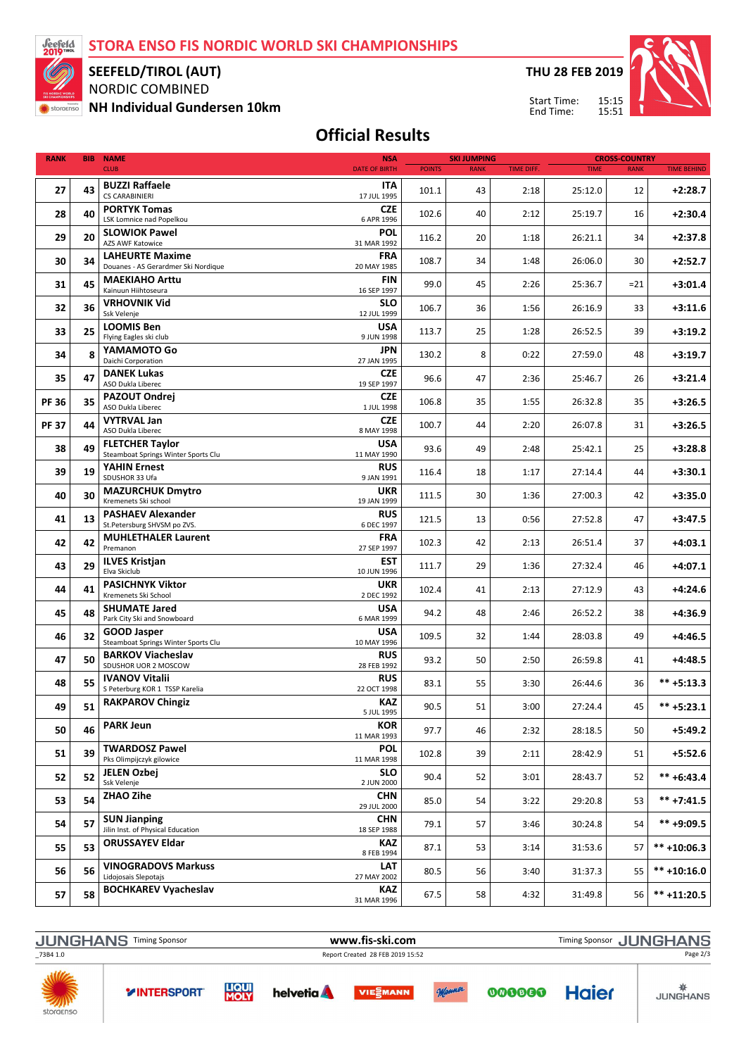# STORA ENSO FIS NORDIC WORLD SKI CHAMPIONSHIPS

**SEEFELD/TIROL (AUT)**
NORDIC COMBINED
**NH Individual Gundersen 10km**

**THU 28 FEB 2019**

Start Time: 15:15
End Time: 15:51

## Official Results

| RANK | BIB | NAME / CLUB | NSA / DATE OF BIRTH | SKI JUMPING POINTS | SKI JUMPING RANK | SKI JUMPING TIME DIFF. | CROSS-COUNTRY TIME | CROSS-COUNTRY RANK | TIME BEHIND |
|---|---|---|---|---|---|---|---|---|---|
| 27 | 43 | **BUZZI Raffaele** CS CARABINIERI | **ITA** 17 JUL 1995 | 101.1 | 43 | 2:18 | 25:12.0 | 12 | **+2:28.7** |
| 28 | 40 | **PORTYK Tomas** LSK Lomnice nad Popelkou | **CZE** 6 APR 1996 | 102.6 | 40 | 2:12 | 25:19.7 | 16 | **+2:30.4** |
| 29 | 20 | **SLOWIOK Pawel** AZS AWF Katowice | **POL** 31 MAR 1992 | 116.2 | 20 | 1:18 | 26:21.1 | 34 | **+2:37.8** |
| 30 | 34 | **LAHEURTE Maxime** Douanes - AS Gerardmer Ski Nordique | **FRA** 20 MAY 1985 | 108.7 | 34 | 1:48 | 26:06.0 | 30 | **+2:52.7** |
| 31 | 45 | **MAEKIAHO Arttu** Kainuun Hiihtoseura | **FIN** 16 SEP 1997 | 99.0 | 45 | 2:26 | 25:36.7 | =21 | **+3:01.4** |
| 32 | 36 | **VRHOVNIK Vid** Ssk Velenje | **SLO** 12 JUL 1999 | 106.7 | 36 | 1:56 | 26:16.9 | 33 | **+3:11.6** |
| 33 | 25 | **LOOMIS Ben** Flying Eagles ski club | **USA** 9 JUN 1998 | 113.7 | 25 | 1:28 | 26:52.5 | 39 | **+3:19.2** |
| 34 | 8 | **YAMAMOTO Go** Daichi Corporation | **JPN** 27 JAN 1995 | 130.2 | 8 | 0:22 | 27:59.0 | 48 | **+3:19.7** |
| 35 | 47 | **DANEK Lukas** ASO Dukla Liberec | **CZE** 19 SEP 1997 | 96.6 | 47 | 2:36 | 25:46.7 | 26 | **+3:21.4** |
| PF 36 | 35 | **PAZOUT Ondrej** ASO Dukla Liberec | **CZE** 1 JUL 1998 | 106.8 | 35 | 1:55 | 26:32.8 | 35 | **+3:26.5** |
| PF 37 | 44 | **VYTRVAL Jan** ASO Dukla Liberec | **CZE** 8 MAY 1998 | 100.7 | 44 | 2:20 | 26:07.8 | 31 | **+3:26.5** |
| 38 | 49 | **FLETCHER Taylor** Steamboat Springs Winter Sports Clu | **USA** 11 MAY 1990 | 93.6 | 49 | 2:48 | 25:42.1 | 25 | **+3:28.8** |
| 39 | 19 | **YAHIN Ernest** SDUSHOR 33 Ufa | **RUS** 9 JAN 1991 | 116.4 | 18 | 1:17 | 27:14.4 | 44 | **+3:30.1** |
| 40 | 30 | **MAZURCHUK Dmytro** Kremenets Ski school | **UKR** 19 JAN 1999 | 111.5 | 30 | 1:36 | 27:00.3 | 42 | **+3:35.0** |
| 41 | 13 | **PASHAEV Alexander** St.Petersburg SHVSM po ZVS. | **RUS** 6 DEC 1997 | 121.5 | 13 | 0:56 | 27:52.8 | 47 | **+3:47.5** |
| 42 | 42 | **MUHLETHALER Laurent** Premanon | **FRA** 27 SEP 1997 | 102.3 | 42 | 2:13 | 26:51.4 | 37 | **+4:03.1** |
| 43 | 29 | **ILVES Kristjan** Elva Skiclub | **EST** 10 JUN 1996 | 111.7 | 29 | 1:36 | 27:32.4 | 46 | **+4:07.1** |
| 44 | 41 | **PASICHNYK Viktor** Kremenets Ski School | **UKR** 2 DEC 1992 | 102.4 | 41 | 2:13 | 27:12.9 | 43 | **+4:24.6** |
| 45 | 48 | **SHUMATE Jared** Park City Ski and Snowboard | **USA** 6 MAR 1999 | 94.2 | 48 | 2:46 | 26:52.2 | 38 | **+4:36.9** |
| 46 | 32 | **GOOD Jasper** Steamboat Springs Winter Sports Clu | **USA** 10 MAY 1996 | 109.5 | 32 | 1:44 | 28:03.8 | 49 | **+4:46.5** |
| 47 | 50 | **BARKOV Viacheslav** SDUSHOR UOR 2 MOSCOW | **RUS** 28 FEB 1992 | 93.2 | 50 | 2:50 | 26:59.8 | 41 | **+4:48.5** |
| 48 | 55 | **IVANOV Vitalii** S Peterburg KOR 1 TSSP Karelia | **RUS** 22 OCT 1998 | 83.1 | 55 | 3:30 | 26:44.6 | 36 | **\*\* +5:13.3** |
| 49 | 51 | **RAKPAROV Chingiz** | **KAZ** 5 JUL 1995 | 90.5 | 51 | 3:00 | 27:24.4 | 45 | **\*\* +5:23.1** |
| 50 | 46 | **PARK Jeun** | **KOR** 11 MAR 1993 | 97.7 | 46 | 2:32 | 28:18.5 | 50 | **+5:49.2** |
| 51 | 39 | **TWARDOSZ Pawel** Pks Olimpijczyk gilowice | **POL** 11 MAR 1998 | 102.8 | 39 | 2:11 | 28:42.9 | 51 | **+5:52.6** |
| 52 | 52 | **JELEN Ozbej** Ssk Velenje | **SLO** 2 JUN 2000 | 90.4 | 52 | 3:01 | 28:43.7 | 52 | **\*\* +6:43.4** |
| 53 | 54 | **ZHAO Zihe** | **CHN** 29 JUL 2000 | 85.0 | 54 | 3:22 | 29:20.8 | 53 | **\*\* +7:41.5** |
| 54 | 57 | **SUN Jianping** Jilin Inst. of Physical Education | **CHN** 18 SEP 1988 | 79.1 | 57 | 3:46 | 30:24.8 | 54 | **\*\* +9:09.5** |
| 55 | 53 | **ORUSSAYEV Eldar** | **KAZ** 8 FEB 1994 | 87.1 | 53 | 3:14 | 31:53.6 | 57 | **\*\* +10:06.3** |
| 56 | 56 | **VINOGRADOVS Markuss** Lidojosais Slepotajs | **LAT** 27 MAY 2002 | 80.5 | 56 | 3:40 | 31:37.3 | 55 | **\*\* +10:16.0** |
| 57 | 58 | **BOCHKAREV Vyacheslav** | **KAZ** 31 MAR 1996 | 67.5 | 58 | 4:32 | 31:49.8 | 56 | **\*\* +11:20.5** |

JUNGHANS Timing Sponsor — www.fis-ski.com — Timing Sponsor JUNGHANS

_73B4 1.0 — Report Created 28 FEB 2019 15:52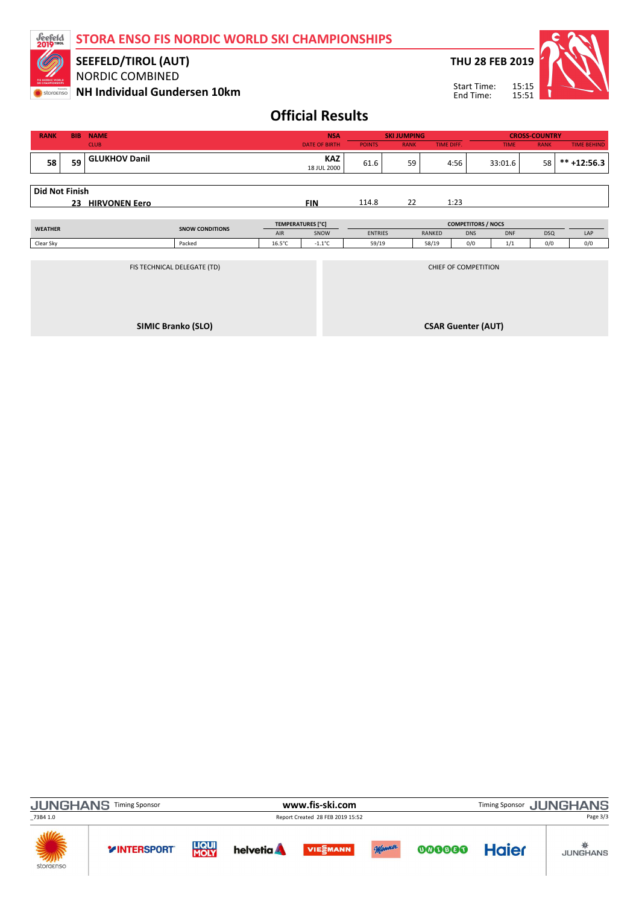# STORA ENSO FIS NORDIC WORLD SKI CHAMPIONSHIPS

## SEEFELD/TIROL (AUT)

NORDIC COMBINED

**NH Individual Gundersen 10km**

**THU 28 FEB 2019**

Start Time: 15:15
End Time: 15:51

## Official Results

| RANK | BIB | NAME / CLUB | NSA / DATE OF BIRTH | SKI JUMPING POINTS | SKI JUMPING RANK | SKI JUMPING TIME DIFF. | CROSS-COUNTRY TIME | CROSS-COUNTRY RANK | CROSS-COUNTRY TIME BEHIND |
|---|---|---|---|---|---|---|---|---|---|
| 58 | 59 | GLUKHOV Danil | KAZ 18 JUL 2000 | 61.6 | 59 | 4:56 | 33:01.6 | 58 | ** +12:56.3 |

**Did Not Finish**

| | BIB | NAME | NSA | POINTS | RANK | TIME DIFF. |
|---|---|---|---|---|---|---|
| | 23 | HIRVONEN Eero | FIN | 114.8 | 22 | 1:23 |

| WEATHER | SNOW CONDITIONS | TEMPERATURES [°C] AIR | TEMPERATURES [°C] SNOW | ENTRIES | RANKED | DNS | DNF | DSQ | LAP |
|---|---|---|---|---|---|---|---|---|---|
| Clear Sky | Packed | 16.5°C | -1.1°C | 59/19 | 58/19 | 0/0 | 1/1 | 0/0 | 0/0 |

| FIS TECHNICAL DELEGATE (TD) | CHIEF OF COMPETITION |
|---|---|
| **SIMIC Branko (SLO)** | **CSAR Guenter (AUT)** |

JUNGHANS Timing Sponsor — www.fis-ski.com — Timing Sponsor JUNGHANS

_73B4 1.0 — Report Created 28 FEB 2019 15:52